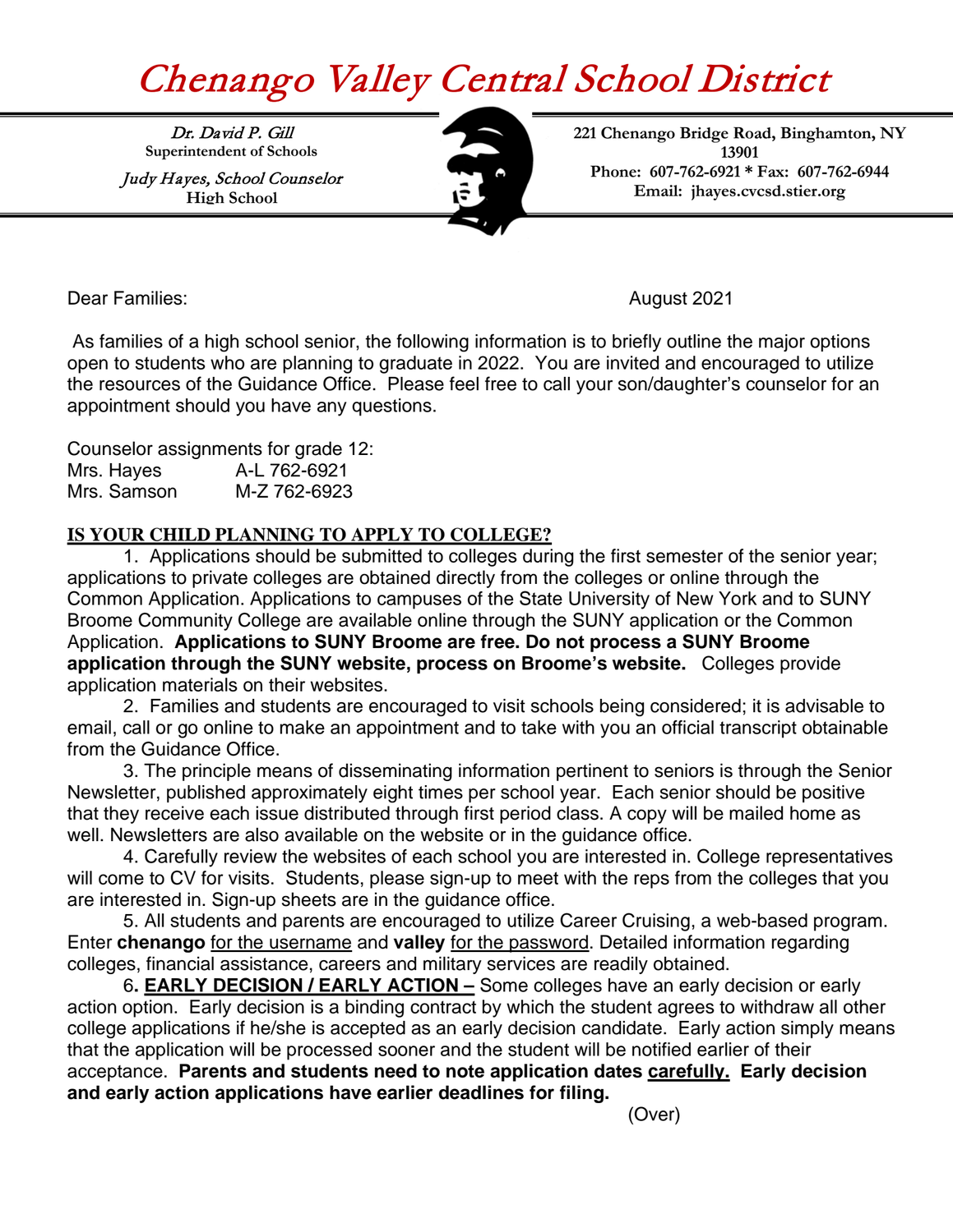# Chenango Valley Central School District

*Dr. David P. Gill*
Superintendent of Schools

*Judy Hayes, School Counselor*
High School

221 Chenango Bridge Road, Binghamton, NY 13901
Phone: 607-762-6921 * Fax: 607-762-6944
Email: jhayes.cvcsd.stier.org

Dear Families: August 2021

As families of a high school senior, the following information is to briefly outline the major options open to students who are planning to graduate in 2022. You are invited and encouraged to utilize the resources of the Guidance Office. Please feel free to call your son/daughter's counselor for an appointment should you have any questions.

Counselor assignments for grade 12:
Mrs. Hayes A-L 762-6921
Mrs. Samson M-Z 762-6923

## IS YOUR CHILD PLANNING TO APPLY TO COLLEGE?

1. Applications should be submitted to colleges during the first semester of the senior year; applications to private colleges are obtained directly from the colleges or online through the Common Application. Applications to campuses of the State University of New York and to SUNY Broome Community College are available online through the SUNY application or the Common Application. **Applications to SUNY Broome are free. Do not process a SUNY Broome application through the SUNY website, process on Broome's website.** Colleges provide application materials on their websites.

2. Families and students are encouraged to visit schools being considered; it is advisable to email, call or go online to make an appointment and to take with you an official transcript obtainable from the Guidance Office.

3. The principle means of disseminating information pertinent to seniors is through the Senior Newsletter, published approximately eight times per school year. Each senior should be positive that they receive each issue distributed through first period class. A copy will be mailed home as well. Newsletters are also available on the website or in the guidance office.

4. Carefully review the websites of each school you are interested in. College representatives will come to CV for visits. Students, please sign-up to meet with the reps from the colleges that you are interested in. Sign-up sheets are in the guidance office.

5. All students and parents are encouraged to utilize Career Cruising, a web-based program. Enter **chenango** <u>for the username</u> and **valley** <u>for the password</u>. Detailed information regarding colleges, financial assistance, careers and military services are readily obtained.

6**. <u>EARLY DECISION / EARLY ACTION –</u>** Some colleges have an early decision or early action option. Early decision is a binding contract by which the student agrees to withdraw all other college applications if he/she is accepted as an early decision candidate. Early action simply means that the application will be processed sooner and the student will be notified earlier of their acceptance. **Parents and students need to note application dates <u>carefully.</u> Early decision and early action applications have earlier deadlines for filing.**

(Over)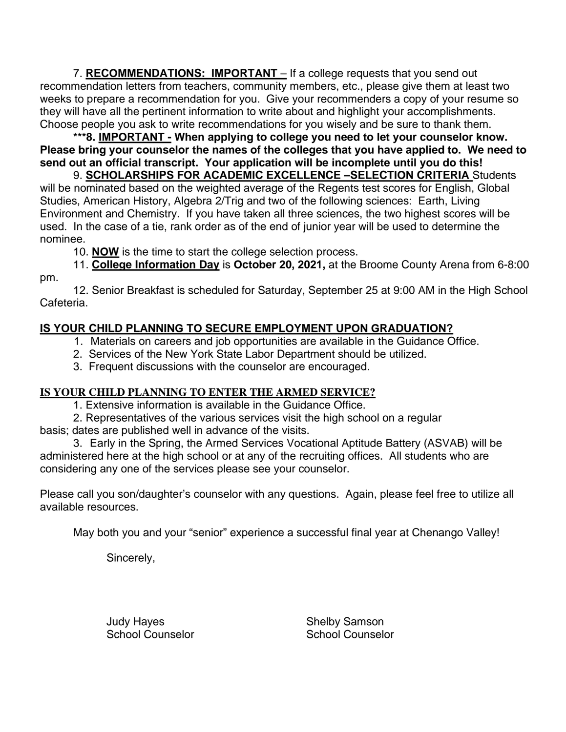7. **RECOMMENDATIONS: IMPORTANT** – If a college requests that you send out recommendation letters from teachers, community members, etc., please give them at least two weeks to prepare a recommendation for you. Give your recommenders a copy of your resume so they will have all the pertinent information to write about and highlight your accomplishments. Choose people you ask to write recommendations for you wisely and be sure to thank them.

**\*\*\*8. IMPORTANT - When applying to college you need to let your counselor know. Please bring your counselor the names of the colleges that you have applied to. We need to send out an official transcript. Your application will be incomplete until you do this!**

9. **SCHOLARSHIPS FOR ACADEMIC EXCELLENCE –SELECTION CRITERIA** Students will be nominated based on the weighted average of the Regents test scores for English, Global Studies, American History, Algebra 2/Trig and two of the following sciences: Earth, Living Environment and Chemistry. If you have taken all three sciences, the two highest scores will be used. In the case of a tie, rank order as of the end of junior year will be used to determine the nominee.

10. **NOW** is the time to start the college selection process.

11. **College Information Day** is **October 20, 2021,** at the Broome County Arena from 6-8:00 pm.

12. Senior Breakfast is scheduled for Saturday, September 25 at 9:00 AM in the High School Cafeteria.

**IS YOUR CHILD PLANNING TO SECURE EMPLOYMENT UPON GRADUATION?**

1. Materials on careers and job opportunities are available in the Guidance Office.
2. Services of the New York State Labor Department should be utilized.
3. Frequent discussions with the counselor are encouraged.

**IS YOUR CHILD PLANNING TO ENTER THE ARMED SERVICE?**

1. Extensive information is available in the Guidance Office.
2. Representatives of the various services visit the high school on a regular basis; dates are published well in advance of the visits.
3. Early in the Spring, the Armed Services Vocational Aptitude Battery (ASVAB) will be administered here at the high school or at any of the recruiting offices. All students who are considering any one of the services please see your counselor.

Please call you son/daughter's counselor with any questions. Again, please feel free to utilize all available resources.

May both you and your "senior" experience a successful final year at Chenango Valley!

Sincerely,

Judy Hayes
School Counselor

Shelby Samson
School Counselor